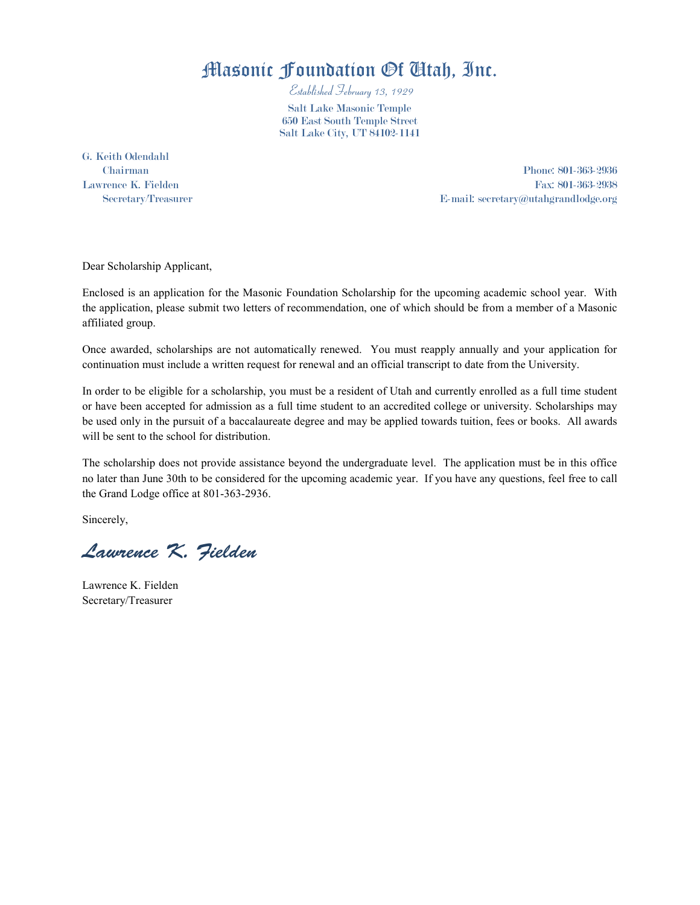# Masonic Foundation Of Utah, Inc.

*Established February 13, 1929*

Salt Lake Masonic Temple
650 East South Temple Street
Salt Lake City, UT 84102-1141

G. Keith Odendahl
Chairman
Lawrence K. Fielden
Secretary/Treasurer

Phone: 801-363-2936
Fax: 801-363-2938
E-mail: secretary@utahgrandlodge.org

Dear Scholarship Applicant,

Enclosed is an application for the Masonic Foundation Scholarship for the upcoming academic school year. With the application, please submit two letters of recommendation, one of which should be from a member of a Masonic affiliated group.

Once awarded, scholarships are not automatically renewed. You must reapply annually and your application for continuation must include a written request for renewal and an official transcript to date from the University.

In order to be eligible for a scholarship, you must be a resident of Utah and currently enrolled as a full time student or have been accepted for admission as a full time student to an accredited college or university. Scholarships may be used only in the pursuit of a baccalaureate degree and may be applied towards tuition, fees or books. All awards will be sent to the school for distribution.

The scholarship does not provide assistance beyond the undergraduate level. The application must be in this office no later than June 30th to be considered for the upcoming academic year. If you have any questions, feel free to call the Grand Lodge office at 801-363-2936.

Sincerely,

*Lawrence K. Fielden*

Lawrence K. Fielden
Secretary/Treasurer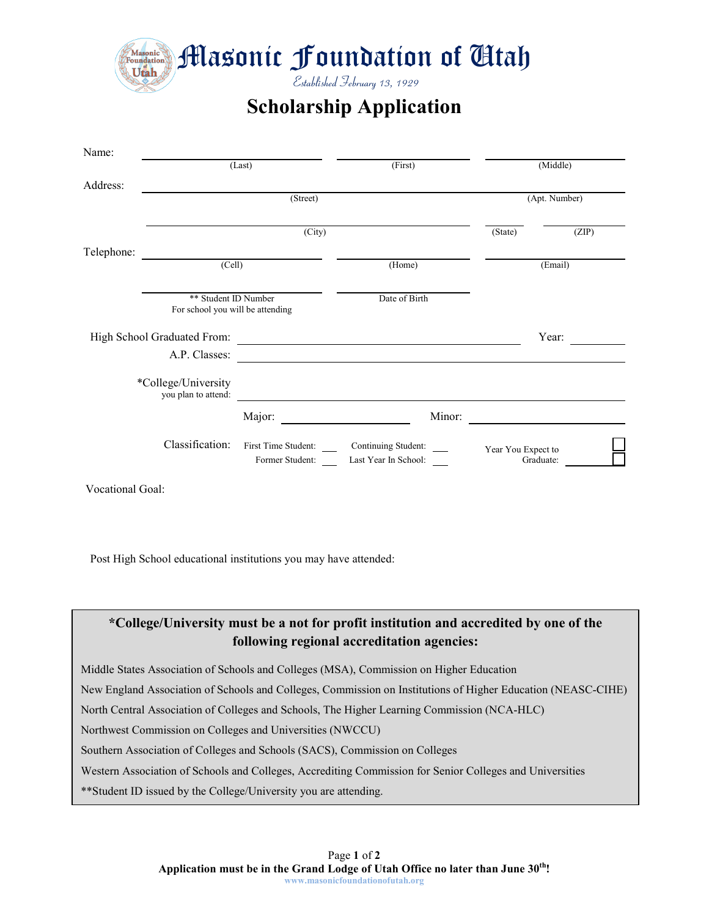# Masonic Foundation of Utah

*Established February 13, 1929*

## Scholarship Application

Name: \_\_\_\_\_\_\_\_\_\_\_\_\_\_\_\_ (Last) \_\_\_\_\_\_\_\_\_\_\_\_\_\_\_\_ (First) \_\_\_\_\_\_\_\_\_\_\_\_\_\_\_\_ (Middle)

Address: \_\_\_\_\_\_\_\_\_\_\_\_\_\_\_\_ (Street) \_\_\_\_\_\_\_\_\_\_\_\_\_\_\_\_ (Apt. Number)

\_\_\_\_\_\_\_\_\_\_\_\_\_\_\_\_ (City) \_\_\_\_\_\_\_\_ (State) \_\_\_\_\_\_\_\_ (ZIP)

Telephone: \_\_\_\_\_\_\_\_\_\_\_\_\_\_\_\_ (Cell) \_\_\_\_\_\_\_\_\_\_\_\_\_\_\_\_ (Home) \_\_\_\_\_\_\_\_\_\_\_\_\_\_\_\_ (Email)

\_\_\_\_\_\_\_\_\_\_\_\_\_\_\_\_ ** Student ID Number For school you will be attending \_\_\_\_\_\_\_\_\_\_\_\_\_\_\_\_ Date of Birth

High School Graduated From: \_\_\_\_\_\_\_\_\_\_\_\_\_\_\_\_ Year: \_\_\_\_\_\_\_\_

A.P. Classes: \_\_\_\_\_\_\_\_\_\_\_\_\_\_\_\_

*College/University you plan to attend: \_\_\_\_\_\_\_\_\_\_\_\_\_\_\_\_

Major: \_\_\_\_\_\_\_\_\_\_\_\_\_\_\_\_ Minor: \_\_\_\_\_\_\_\_\_\_\_\_\_\_\_\_

Classification: First Time Student: \_\_\_ Continuing Student: \_\_\_ Former Student: \_\_\_ Last Year In School: \_\_\_ Year You Expect to Graduate: \_\_\_\_\_\_\_\_

Vocational Goal:

Post High School educational institutions you may have attended:

**\*College/University must be a not for profit institution and accredited by one of the following regional accreditation agencies:**

Middle States Association of Schools and Colleges (MSA), Commission on Higher Education

New England Association of Schools and Colleges, Commission on Institutions of Higher Education (NEASC-CIHE)

North Central Association of Colleges and Schools, The Higher Learning Commission (NCA-HLC)

Northwest Commission on Colleges and Universities (NWCCU)

Southern Association of Colleges and Schools (SACS), Commission on Colleges

Western Association of Schools and Colleges, Accrediting Commission for Senior Colleges and Universities

**Student ID issued by the College/University you are attending.

**Application must be in the Grand Lodge of Utah Office no later than June 30th!**

www.masonicfoundationofutah.org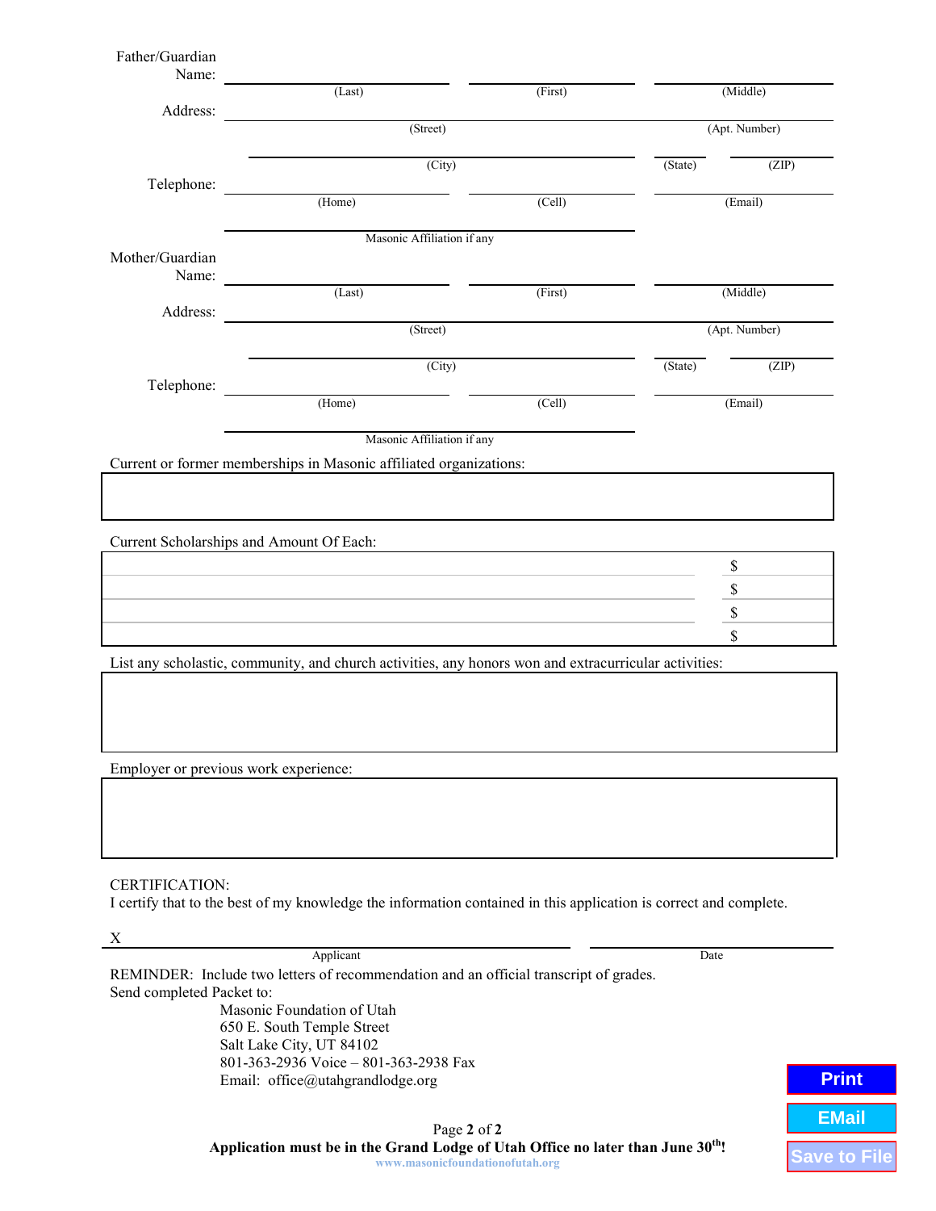Father/Guardian Name: ______________________ ______________________ ______________________
(Last) (First) (Middle)

Address: ________________________________________________ ______________________
(Street) (Apt. Number)

________________________________________________ __________ __________
(City) (State) (ZIP)

Telephone: ______________________ ______________________ ______________________
(Home) (Cell) (Email)

________________________________________________
Masonic Affiliation if any

Mother/Guardian Name: ______________________ ______________________ ______________________
(Last) (First) (Middle)

Address: ________________________________________________ ______________________
(Street) (Apt. Number)

________________________________________________ __________ __________
(City) (State) (ZIP)

Telephone: ______________________ ______________________ ______________________
(Home) (Cell) (Email)

________________________________________________
Masonic Affiliation if any

Current or former memberships in Masonic affiliated organizations:

| |
|---|
| |

Current Scholarships and Amount Of Each:

| | |
|---|---|
| | $ |
| | $ |
| | $ |
| | $ |

List any scholastic, community, and church activities, any honors won and extracurricular activities:

| |
|---|
| |

Employer or previous work experience:

| |
|---|
| |

CERTIFICATION:
I certify that to the best of my knowledge the information contained in this application is correct and complete.

X ________________________________________________ ______________________
Applicant Date

REMINDER: Include two letters of recommendation and an official transcript of grades.
Send completed Packet to:

Masonic Foundation of Utah
650 E. South Temple Street
Salt Lake City, UT 84102
801-363-2936 Voice – 801-363-2938 Fax
Email: office@utahgrandlodge.org

Print

EMail

Save to File

**Application must be in the Grand Lodge of Utah Office no later than June 30th!**

www.masonicfoundationofutah.org